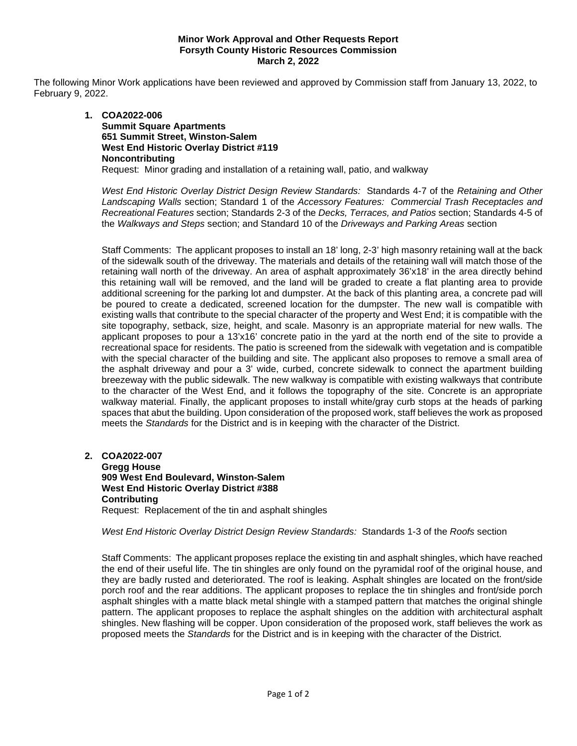**Minor Work Approval and Other Requests Report**
**Forsyth County Historic Resources Commission**
**March 2, 2022**

The following Minor Work applications have been reviewed and approved by Commission staff from January 13, 2022, to February 9, 2022.

1. **COA2022-006**
   **Summit Square Apartments**
   **651 Summit Street, Winston-Salem**
   **West End Historic Overlay District #119**
   **Noncontributing**
   Request: Minor grading and installation of a retaining wall, patio, and walkway

   *West End Historic Overlay District Design Review Standards:* Standards 4-7 of the *Retaining and Other Landscaping Walls* section; Standard 1 of the *Accessory Features: Commercial Trash Receptacles and Recreational Features* section; Standards 2-3 of the *Decks, Terraces, and Patios* section; Standards 4-5 of the *Walkways and Steps* section; and Standard 10 of the *Driveways and Parking Areas* section

   Staff Comments: The applicant proposes to install an 18' long, 2-3' high masonry retaining wall at the back of the sidewalk south of the driveway. The materials and details of the retaining wall will match those of the retaining wall north of the driveway. An area of asphalt approximately 36'x18' in the area directly behind this retaining wall will be removed, and the land will be graded to create a flat planting area to provide additional screening for the parking lot and dumpster. At the back of this planting area, a concrete pad will be poured to create a dedicated, screened location for the dumpster. The new wall is compatible with existing walls that contribute to the special character of the property and West End; it is compatible with the site topography, setback, size, height, and scale. Masonry is an appropriate material for new walls. The applicant proposes to pour a 13'x16' concrete patio in the yard at the north end of the site to provide a recreational space for residents. The patio is screened from the sidewalk with vegetation and is compatible with the special character of the building and site. The applicant also proposes to remove a small area of the asphalt driveway and pour a 3' wide, curbed, concrete sidewalk to connect the apartment building breezeway with the public sidewalk. The new walkway is compatible with existing walkways that contribute to the character of the West End, and it follows the topography of the site. Concrete is an appropriate walkway material. Finally, the applicant proposes to install white/gray curb stops at the heads of parking spaces that abut the building. Upon consideration of the proposed work, staff believes the work as proposed meets the *Standards* for the District and is in keeping with the character of the District.

2. **COA2022-007**
   **Gregg House**
   **909 West End Boulevard, Winston-Salem**
   **West End Historic Overlay District #388**
   **Contributing**
   Request: Replacement of the tin and asphalt shingles

   *West End Historic Overlay District Design Review Standards:* Standards 1-3 of the *Roofs* section

   Staff Comments: The applicant proposes replace the existing tin and asphalt shingles, which have reached the end of their useful life. The tin shingles are only found on the pyramidal roof of the original house, and they are badly rusted and deteriorated. The roof is leaking. Asphalt shingles are located on the front/side porch roof and the rear additions. The applicant proposes to replace the tin shingles and front/side porch asphalt shingles with a matte black metal shingle with a stamped pattern that matches the original shingle pattern. The applicant proposes to replace the asphalt shingles on the addition with architectural asphalt shingles. New flashing will be copper. Upon consideration of the proposed work, staff believes the work as proposed meets the *Standards* for the District and is in keeping with the character of the District.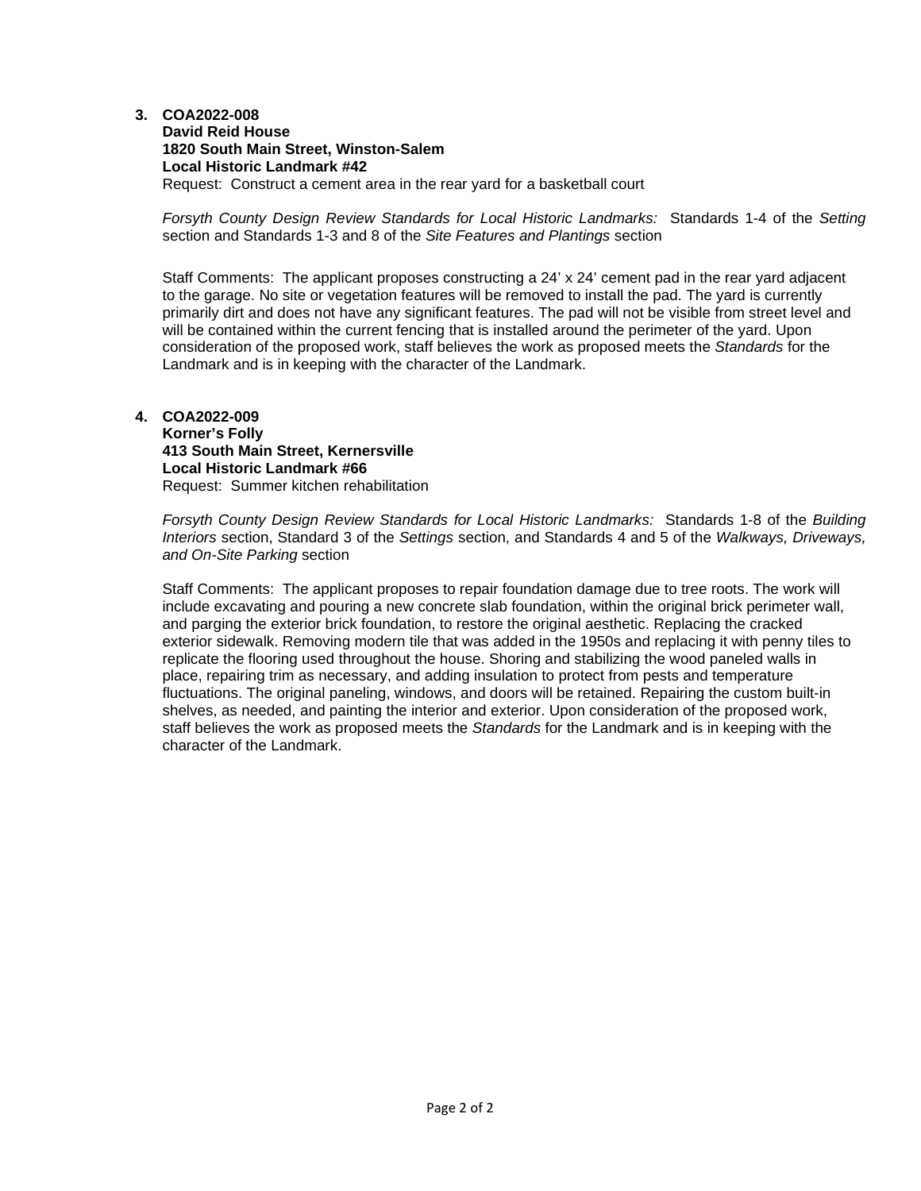3. **COA2022-008**
   **David Reid House**
   **1820 South Main Street, Winston-Salem**
   **Local Historic Landmark #42**
   Request: Construct a cement area in the rear yard for a basketball court

   *Forsyth County Design Review Standards for Local Historic Landmarks:* Standards 1-4 of the *Setting* section and Standards 1-3 and 8 of the *Site Features and Plantings* section

   Staff Comments: The applicant proposes constructing a 24' x 24' cement pad in the rear yard adjacent to the garage. No site or vegetation features will be removed to install the pad. The yard is currently primarily dirt and does not have any significant features. The pad will not be visible from street level and will be contained within the current fencing that is installed around the perimeter of the yard. Upon consideration of the proposed work, staff believes the work as proposed meets the *Standards* for the Landmark and is in keeping with the character of the Landmark.

4. **COA2022-009**
   **Korner's Folly**
   **413 South Main Street, Kernersville**
   **Local Historic Landmark #66**
   Request: Summer kitchen rehabilitation

   *Forsyth County Design Review Standards for Local Historic Landmarks:* Standards 1-8 of the *Building Interiors* section, Standard 3 of the *Settings* section, and Standards 4 and 5 of the *Walkways, Driveways, and On-Site Parking* section

   Staff Comments: The applicant proposes to repair foundation damage due to tree roots. The work will include excavating and pouring a new concrete slab foundation, within the original brick perimeter wall, and parging the exterior brick foundation, to restore the original aesthetic. Replacing the cracked exterior sidewalk. Removing modern tile that was added in the 1950s and replacing it with penny tiles to replicate the flooring used throughout the house. Shoring and stabilizing the wood paneled walls in place, repairing trim as necessary, and adding insulation to protect from pests and temperature fluctuations. The original paneling, windows, and doors will be retained. Repairing the custom built-in shelves, as needed, and painting the interior and exterior. Upon consideration of the proposed work, staff believes the work as proposed meets the *Standards* for the Landmark and is in keeping with the character of the Landmark.